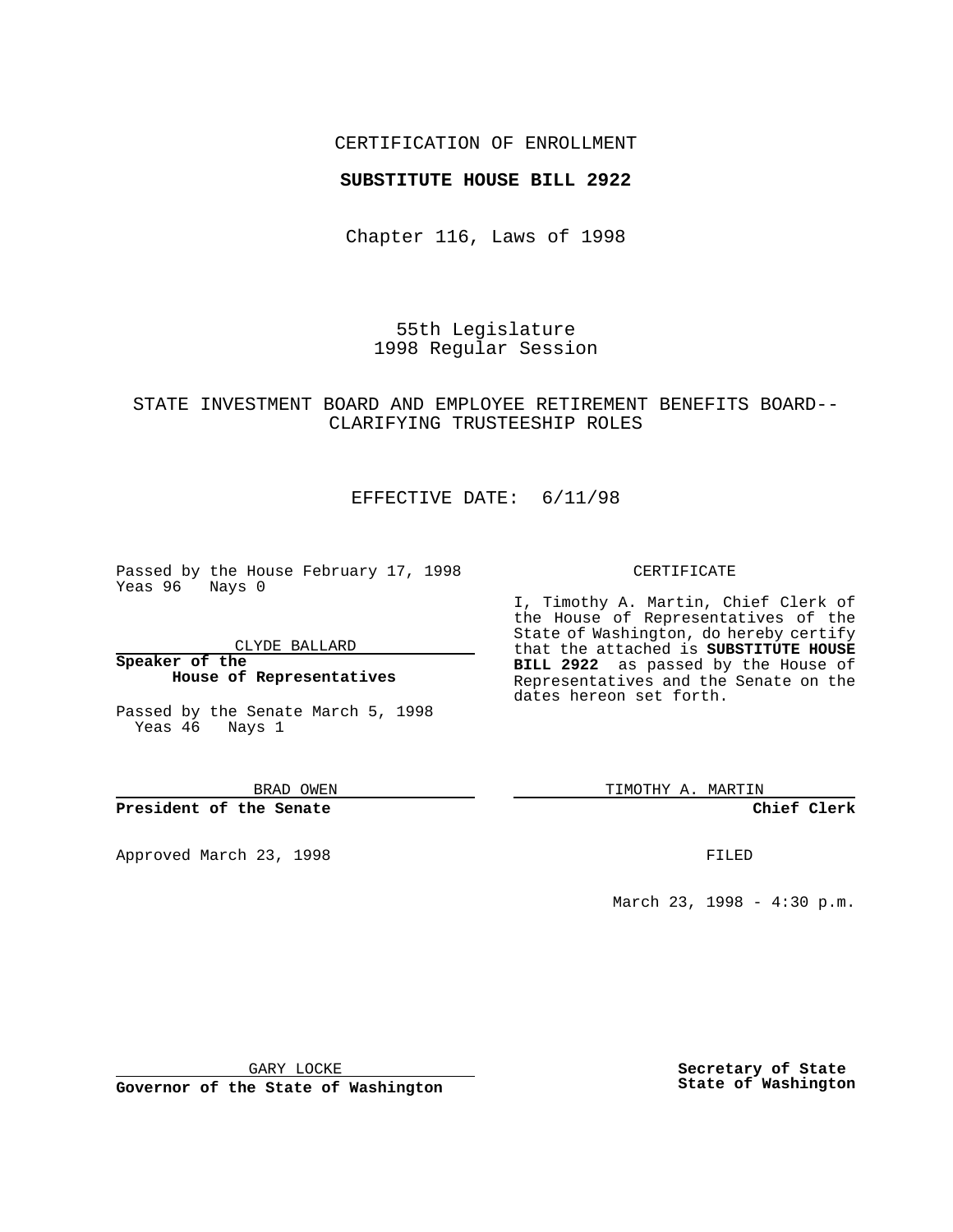CERTIFICATION OF ENROLLMENT

**SUBSTITUTE HOUSE BILL 2922**

Chapter 116, Laws of 1998

55th Legislature
1998 Regular Session

STATE INVESTMENT BOARD AND EMPLOYEE RETIREMENT BENEFITS BOARD--CLARIFYING TRUSTEESHIP ROLES

EFFECTIVE DATE: 6/11/98

Passed by the House February 17, 1998
Yeas 96 Nays 0

CLYDE BALLARD

**Speaker of the House of Representatives**

Passed by the Senate March 5, 1998
Yeas 46 Nays 1

BRAD OWEN

**President of the Senate**

Approved March 23, 1998

GARY LOCKE

**Governor of the State of Washington**

CERTIFICATE

I, Timothy A. Martin, Chief Clerk of the House of Representatives of the State of Washington, do hereby certify that the attached is **SUBSTITUTE HOUSE BILL 2922** as passed by the House of Representatives and the Senate on the dates hereon set forth.

TIMOTHY A. MARTIN

**Chief Clerk**

FILED

March 23, 1998 - 4:30 p.m.

**Secretary of State**
**State of Washington**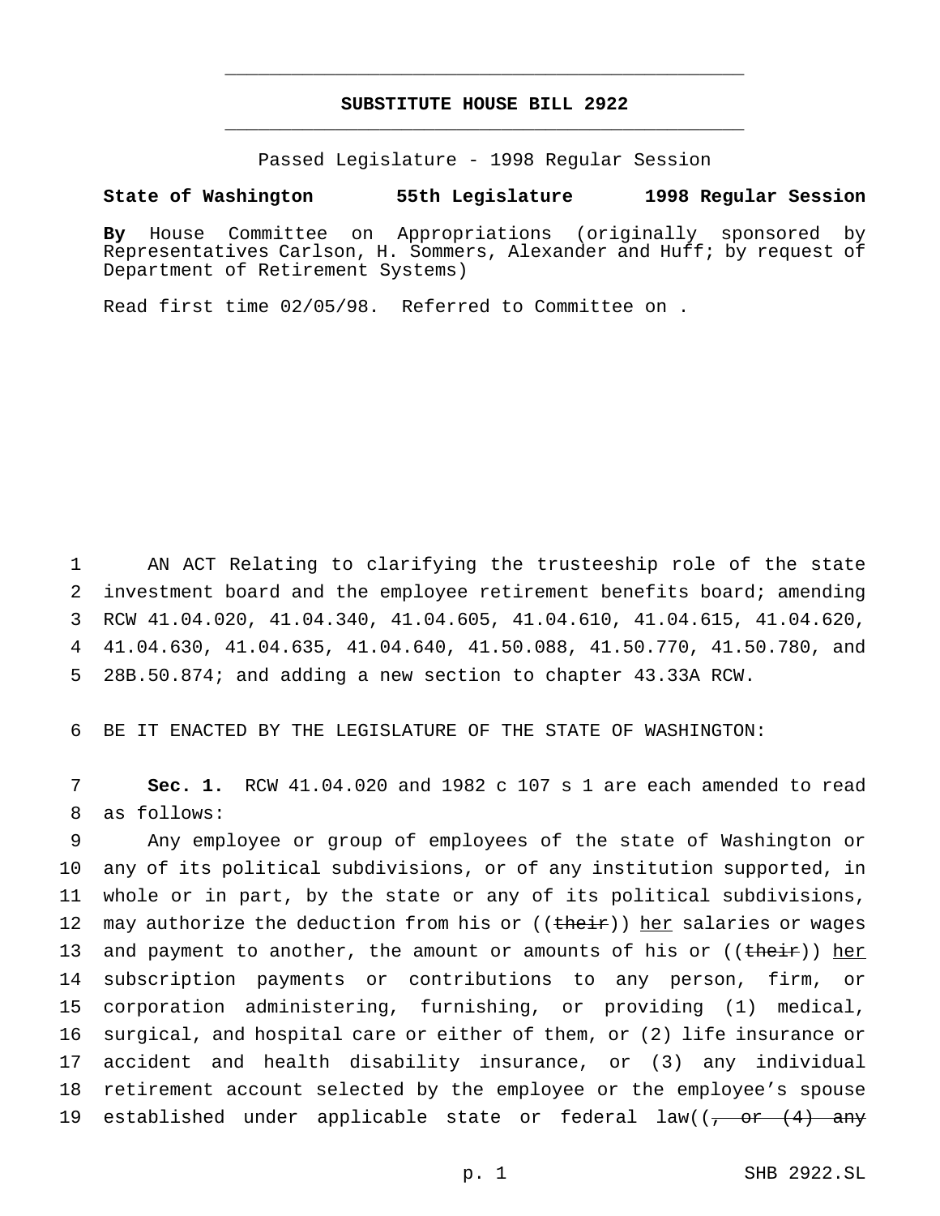# SUBSTITUTE HOUSE BILL 2922

Passed Legislature - 1998 Regular Session

**State of Washington 55th Legislature 1998 Regular Session**

**By** House Committee on Appropriations (originally sponsored by Representatives Carlson, H. Sommers, Alexander and Huff; by request of Department of Retirement Systems)

Read first time 02/05/98. Referred to Committee on .

1 AN ACT Relating to clarifying the trusteeship role of the state
2 investment board and the employee retirement benefits board; amending
3 RCW 41.04.020, 41.04.340, 41.04.605, 41.04.610, 41.04.615, 41.04.620,
4 41.04.630, 41.04.635, 41.04.640, 41.50.088, 41.50.770, 41.50.780, and
5 28B.50.874; and adding a new section to chapter 43.33A RCW.

6 BE IT ENACTED BY THE LEGISLATURE OF THE STATE OF WASHINGTON:

7 **Sec. 1.** RCW 41.04.020 and 1982 c 107 s 1 are each amended to read
8 as follows:

9 Any employee or group of employees of the state of Washington or
10 any of its political subdivisions, or of any institution supported, in
11 whole or in part, by the state or any of its political subdivisions,
12 may authorize the deduction from his or ((~~their~~)) <u>her</u> salaries or wages
13 and payment to another, the amount or amounts of his or ((~~their~~)) <u>her</u>
14 subscription payments or contributions to any person, firm, or
15 corporation administering, furnishing, or providing (1) medical,
16 surgical, and hospital care or either of them, or (2) life insurance or
17 accident and health disability insurance, or (3) any individual
18 retirement account selected by the employee or the employee's spouse
19 established under applicable state or federal law((~~, or (4) any~~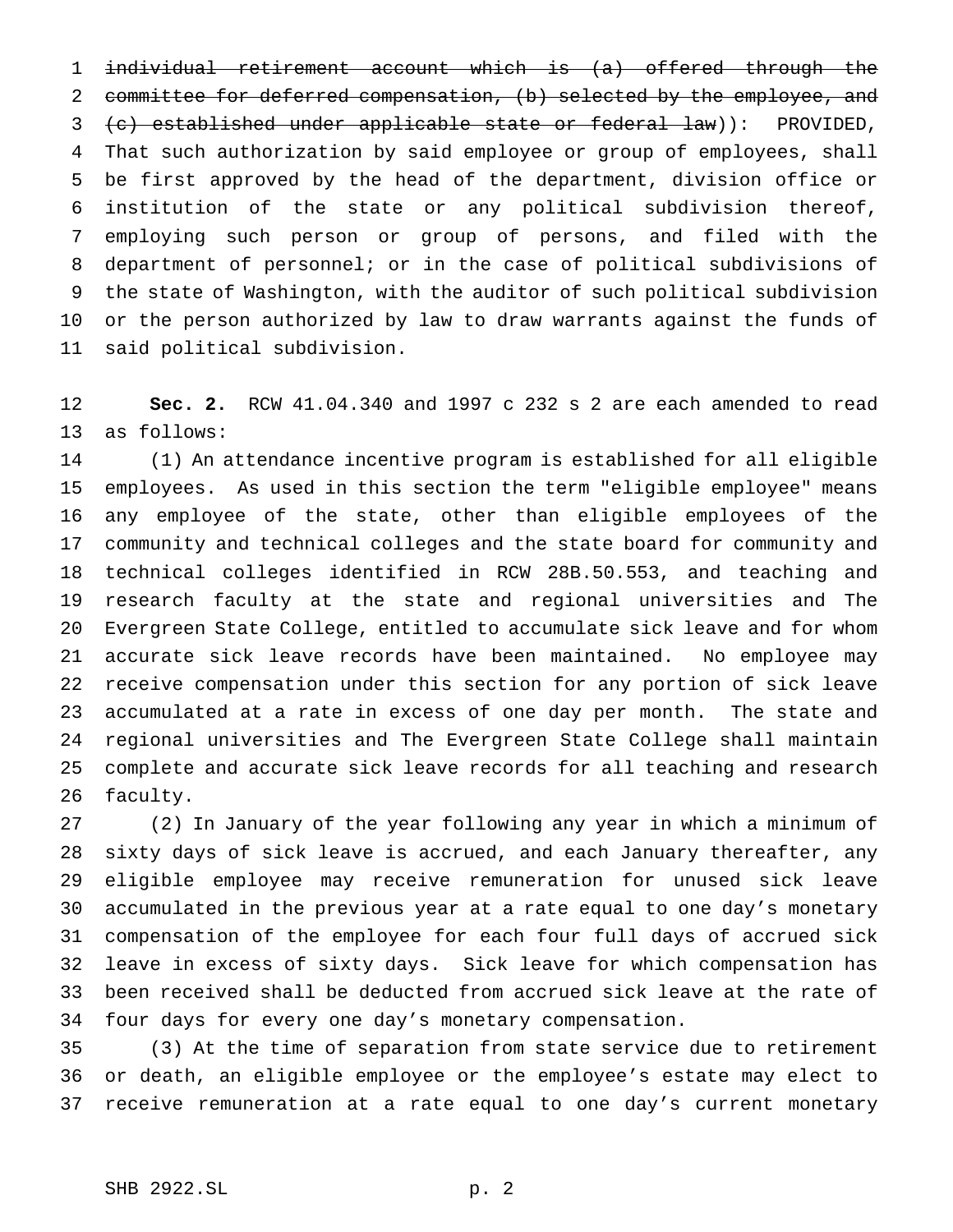~~individual retirement account which is (a) offered through the committee for deferred compensation, (b) selected by the employee, and (c) established under applicable state or federal law~~)): PROVIDED, That such authorization by said employee or group of employees, shall be first approved by the head of the department, division office or institution of the state or any political subdivision thereof, employing such person or group of persons, and filed with the department of personnel; or in the case of political subdivisions of the state of Washington, with the auditor of such political subdivision or the person authorized by law to draw warrants against the funds of said political subdivision.

**Sec. 2.** RCW 41.04.340 and 1997 c 232 s 2 are each amended to read as follows:

(1) An attendance incentive program is established for all eligible employees. As used in this section the term "eligible employee" means any employee of the state, other than eligible employees of the community and technical colleges and the state board for community and technical colleges identified in RCW 28B.50.553, and teaching and research faculty at the state and regional universities and The Evergreen State College, entitled to accumulate sick leave and for whom accurate sick leave records have been maintained. No employee may receive compensation under this section for any portion of sick leave accumulated at a rate in excess of one day per month. The state and regional universities and The Evergreen State College shall maintain complete and accurate sick leave records for all teaching and research faculty.

(2) In January of the year following any year in which a minimum of sixty days of sick leave is accrued, and each January thereafter, any eligible employee may receive remuneration for unused sick leave accumulated in the previous year at a rate equal to one day's monetary compensation of the employee for each four full days of accrued sick leave in excess of sixty days. Sick leave for which compensation has been received shall be deducted from accrued sick leave at the rate of four days for every one day's monetary compensation.

(3) At the time of separation from state service due to retirement or death, an eligible employee or the employee's estate may elect to receive remuneration at a rate equal to one day's current monetary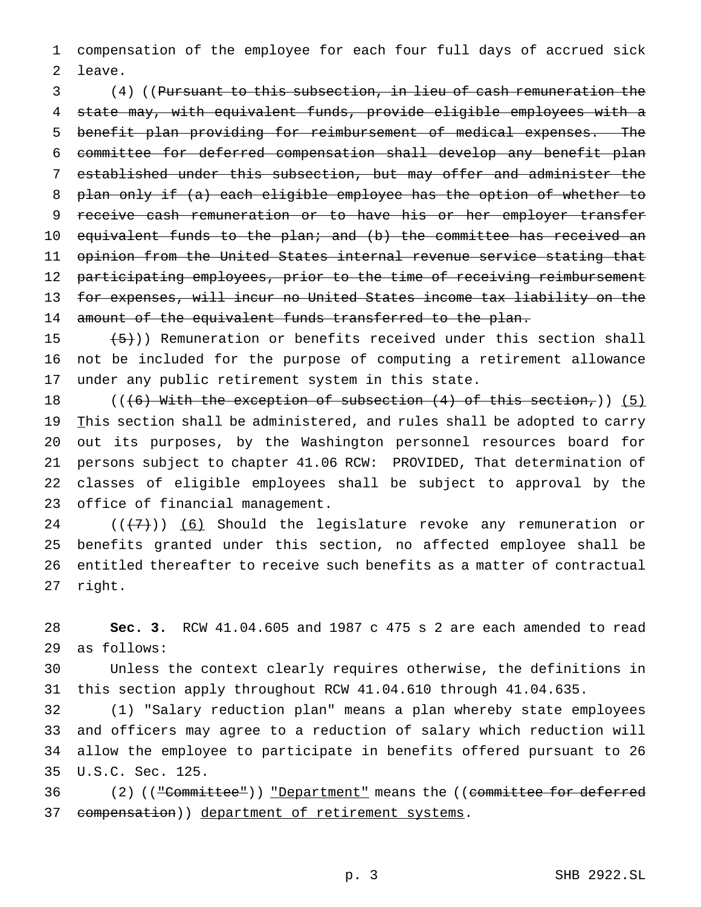compensation of the employee for each four full days of accrued sick leave.

(4) ((~~Pursuant to this subsection, in lieu of cash remuneration the state may, with equivalent funds, provide eligible employees with a benefit plan providing for reimbursement of medical expenses. The committee for deferred compensation shall develop any benefit plan established under this subsection, but may offer and administer the plan only if (a) each eligible employee has the option of whether to receive cash remuneration or to have his or her employer transfer equivalent funds to the plan; and (b) the committee has received an opinion from the United States internal revenue service stating that participating employees, prior to the time of receiving reimbursement for expenses, will incur no United States income tax liability on the amount of the equivalent funds transferred to the plan.~~

~~(5)~~)) Remuneration or benefits received under this section shall not be included for the purpose of computing a retirement allowance under any public retirement system in this state.

((~~(6) With the exception of subsection (4) of this section,~~)) <u>(5)</u> <u>T</u>his section shall be administered, and rules shall be adopted to carry out its purposes, by the Washington personnel resources board for persons subject to chapter 41.06 RCW: PROVIDED, That determination of classes of eligible employees shall be subject to approval by the office of financial management.

((~~(7)~~)) <u>(6)</u> Should the legislature revoke any remuneration or benefits granted under this section, no affected employee shall be entitled thereafter to receive such benefits as a matter of contractual right.

**Sec. 3.** RCW 41.04.605 and 1987 c 475 s 2 are each amended to read as follows:

Unless the context clearly requires otherwise, the definitions in this section apply throughout RCW 41.04.610 through 41.04.635.

(1) "Salary reduction plan" means a plan whereby state employees and officers may agree to a reduction of salary which reduction will allow the employee to participate in benefits offered pursuant to 26 U.S.C. Sec. 125.

(2) ((~~"Committee"~~)) <u>"Department"</u> means the ((~~committee for deferred compensation~~)) <u>department of retirement systems</u>.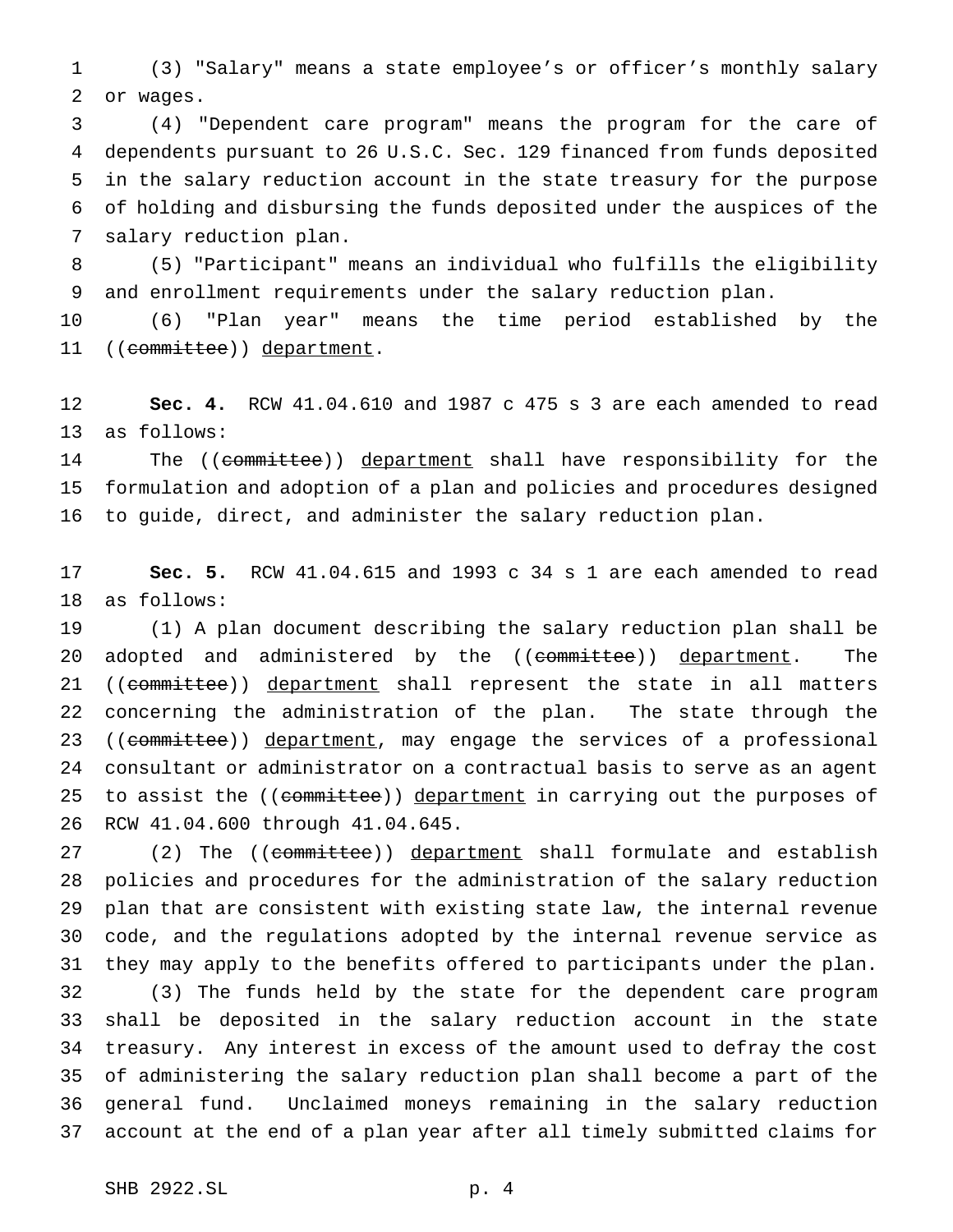(3) "Salary" means a state employee's or officer's monthly salary or wages.

(4) "Dependent care program" means the program for the care of dependents pursuant to 26 U.S.C. Sec. 129 financed from funds deposited in the salary reduction account in the state treasury for the purpose of holding and disbursing the funds deposited under the auspices of the salary reduction plan.

(5) "Participant" means an individual who fulfills the eligibility and enrollment requirements under the salary reduction plan.

(6) "Plan year" means the time period established by the ((~~committee~~)) department.

**Sec. 4.** RCW 41.04.610 and 1987 c 475 s 3 are each amended to read as follows:

The ((~~committee~~)) department shall have responsibility for the formulation and adoption of a plan and policies and procedures designed to guide, direct, and administer the salary reduction plan.

**Sec. 5.** RCW 41.04.615 and 1993 c 34 s 1 are each amended to read as follows:

(1) A plan document describing the salary reduction plan shall be adopted and administered by the ((~~committee~~)) department. The ((~~committee~~)) department shall represent the state in all matters concerning the administration of the plan. The state through the ((~~committee~~)) department, may engage the services of a professional consultant or administrator on a contractual basis to serve as an agent to assist the ((~~committee~~)) department in carrying out the purposes of RCW 41.04.600 through 41.04.645.

(2) The ((~~committee~~)) department shall formulate and establish policies and procedures for the administration of the salary reduction plan that are consistent with existing state law, the internal revenue code, and the regulations adopted by the internal revenue service as they may apply to the benefits offered to participants under the plan.

(3) The funds held by the state for the dependent care program shall be deposited in the salary reduction account in the state treasury. Any interest in excess of the amount used to defray the cost of administering the salary reduction plan shall become a part of the general fund. Unclaimed moneys remaining in the salary reduction account at the end of a plan year after all timely submitted claims for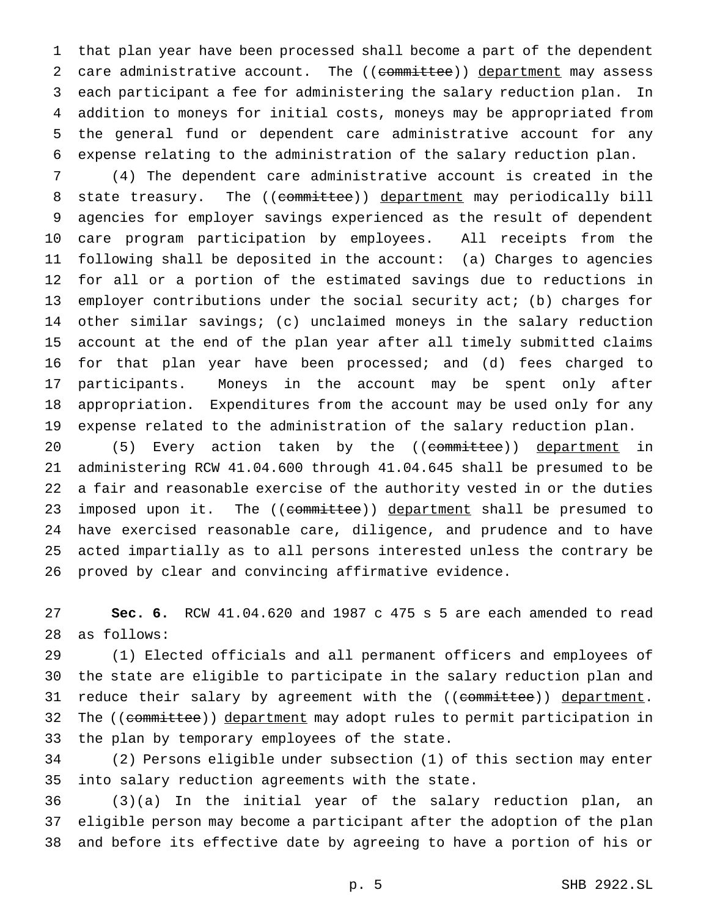that plan year have been processed shall become a part of the dependent care administrative account. The ((~~committee~~)) department may assess each participant a fee for administering the salary reduction plan. In addition to moneys for initial costs, moneys may be appropriated from the general fund or dependent care administrative account for any expense relating to the administration of the salary reduction plan.

(4) The dependent care administrative account is created in the state treasury. The ((~~committee~~)) department may periodically bill agencies for employer savings experienced as the result of dependent care program participation by employees. All receipts from the following shall be deposited in the account: (a) Charges to agencies for all or a portion of the estimated savings due to reductions in employer contributions under the social security act; (b) charges for other similar savings; (c) unclaimed moneys in the salary reduction account at the end of the plan year after all timely submitted claims for that plan year have been processed; and (d) fees charged to participants. Moneys in the account may be spent only after appropriation. Expenditures from the account may be used only for any expense related to the administration of the salary reduction plan.

(5) Every action taken by the ((~~committee~~)) department in administering RCW 41.04.600 through 41.04.645 shall be presumed to be a fair and reasonable exercise of the authority vested in or the duties imposed upon it. The ((~~committee~~)) department shall be presumed to have exercised reasonable care, diligence, and prudence and to have acted impartially as to all persons interested unless the contrary be proved by clear and convincing affirmative evidence.

**Sec. 6.** RCW 41.04.620 and 1987 c 475 s 5 are each amended to read as follows:

(1) Elected officials and all permanent officers and employees of the state are eligible to participate in the salary reduction plan and reduce their salary by agreement with the ((~~committee~~)) department. The ((~~committee~~)) department may adopt rules to permit participation in the plan by temporary employees of the state.

(2) Persons eligible under subsection (1) of this section may enter into salary reduction agreements with the state.

(3)(a) In the initial year of the salary reduction plan, an eligible person may become a participant after the adoption of the plan and before its effective date by agreeing to have a portion of his or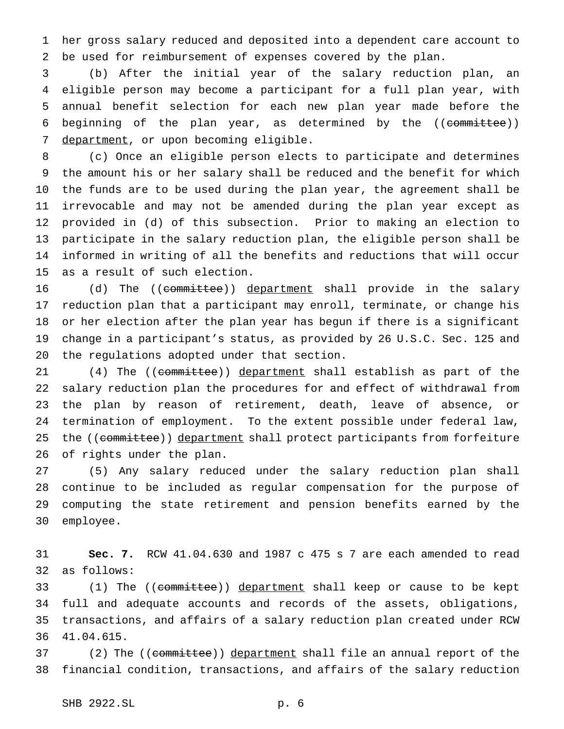her gross salary reduced and deposited into a dependent care account to be used for reimbursement of expenses covered by the plan.

(b) After the initial year of the salary reduction plan, an eligible person may become a participant for a full plan year, with annual benefit selection for each new plan year made before the beginning of the plan year, as determined by the ((~~committee~~)) department, or upon becoming eligible.

(c) Once an eligible person elects to participate and determines the amount his or her salary shall be reduced and the benefit for which the funds are to be used during the plan year, the agreement shall be irrevocable and may not be amended during the plan year except as provided in (d) of this subsection. Prior to making an election to participate in the salary reduction plan, the eligible person shall be informed in writing of all the benefits and reductions that will occur as a result of such election.

(d) The ((~~committee~~)) department shall provide in the salary reduction plan that a participant may enroll, terminate, or change his or her election after the plan year has begun if there is a significant change in a participant's status, as provided by 26 U.S.C. Sec. 125 and the regulations adopted under that section.

(4) The ((~~committee~~)) department shall establish as part of the salary reduction plan the procedures for and effect of withdrawal from the plan by reason of retirement, death, leave of absence, or termination of employment. To the extent possible under federal law, the ((~~committee~~)) department shall protect participants from forfeiture of rights under the plan.

(5) Any salary reduced under the salary reduction plan shall continue to be included as regular compensation for the purpose of computing the state retirement and pension benefits earned by the employee.

**Sec. 7.** RCW 41.04.630 and 1987 c 475 s 7 are each amended to read as follows:

(1) The ((~~committee~~)) department shall keep or cause to be kept full and adequate accounts and records of the assets, obligations, transactions, and affairs of a salary reduction plan created under RCW 41.04.615.

(2) The ((~~committee~~)) department shall file an annual report of the financial condition, transactions, and affairs of the salary reduction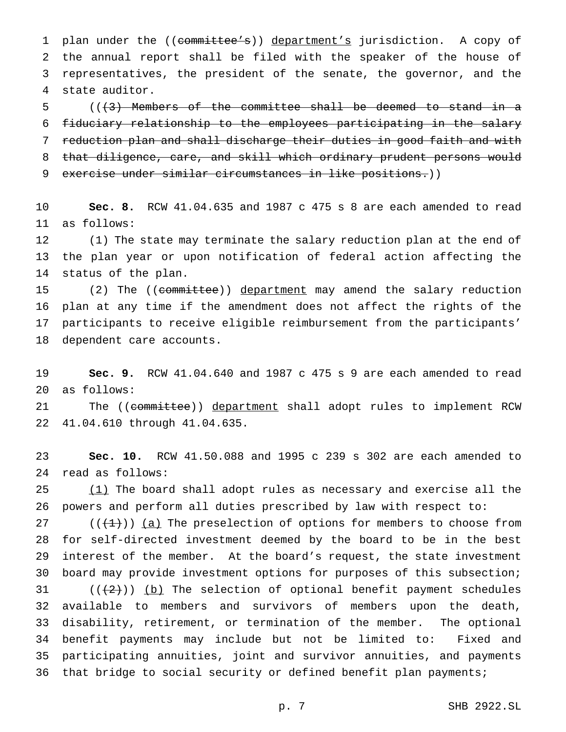plan under the ((~~committee's~~)) <u>department's</u> jurisdiction. A copy of the annual report shall be filed with the speaker of the house of representatives, the president of the senate, the governor, and the state auditor.

((~~(3) Members of the committee shall be deemed to stand in a fiduciary relationship to the employees participating in the salary reduction plan and shall discharge their duties in good faith and with that diligence, care, and skill which ordinary prudent persons would exercise under similar circumstances in like positions.~~))

**Sec. 8.** RCW 41.04.635 and 1987 c 475 s 8 are each amended to read as follows:

(1) The state may terminate the salary reduction plan at the end of the plan year or upon notification of federal action affecting the status of the plan.

(2) The ((~~committee~~)) <u>department</u> may amend the salary reduction plan at any time if the amendment does not affect the rights of the participants to receive eligible reimbursement from the participants' dependent care accounts.

**Sec. 9.** RCW 41.04.640 and 1987 c 475 s 9 are each amended to read as follows:

The ((~~committee~~)) <u>department</u> shall adopt rules to implement RCW 41.04.610 through 41.04.635.

**Sec. 10.** RCW 41.50.088 and 1995 c 239 s 302 are each amended to read as follows:

<u>(1)</u> The board shall adopt rules as necessary and exercise all the powers and perform all duties prescribed by law with respect to:

((~~(1)~~)) <u>(a)</u> The preselection of options for members to choose from for self-directed investment deemed by the board to be in the best interest of the member. At the board's request, the state investment board may provide investment options for purposes of this subsection;

((~~(2)~~)) <u>(b)</u> The selection of optional benefit payment schedules available to members and survivors of members upon the death, disability, retirement, or termination of the member. The optional benefit payments may include but not be limited to: Fixed and participating annuities, joint and survivor annuities, and payments that bridge to social security or defined benefit plan payments;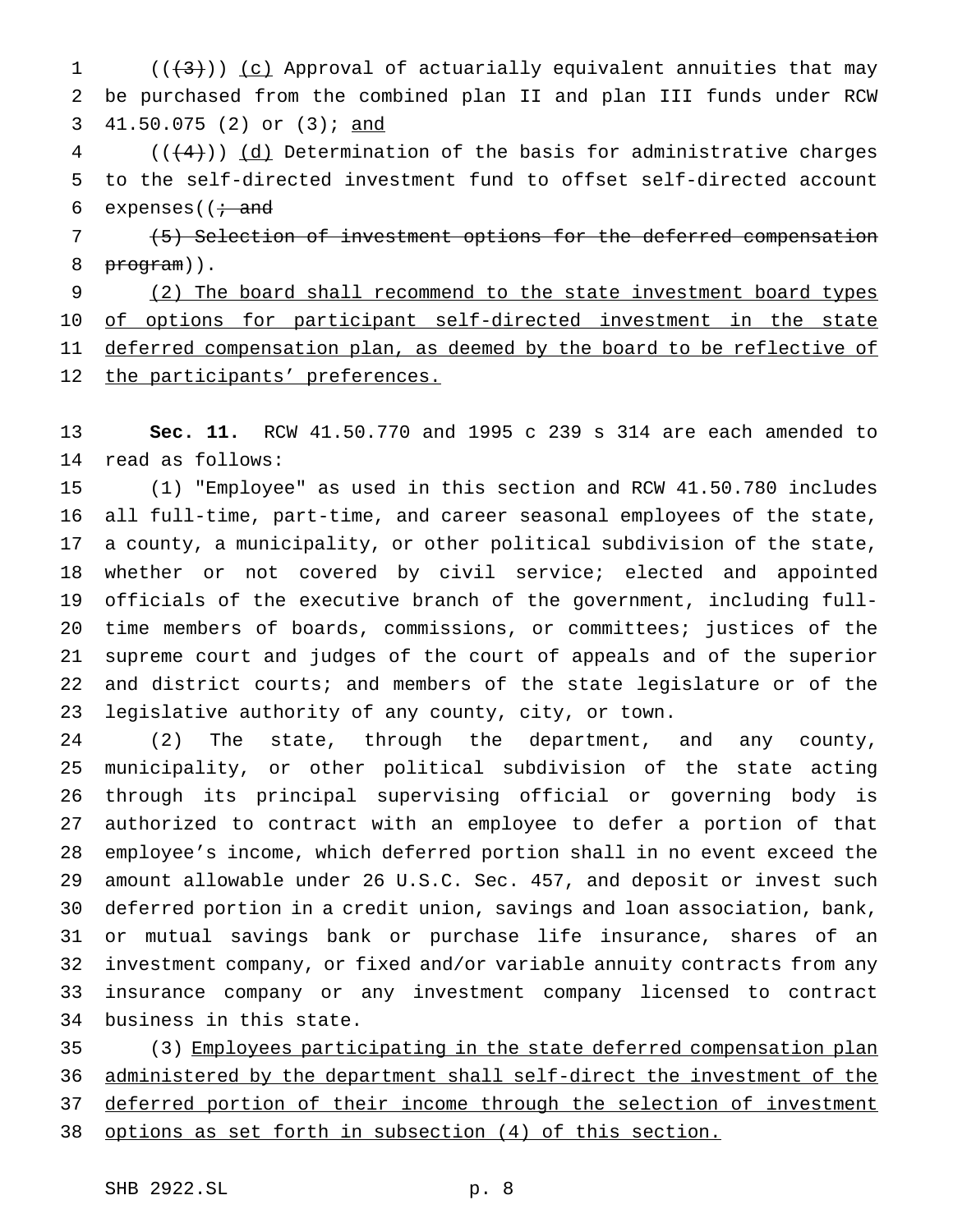((~~(3)~~)) <ins>(c)</ins> Approval of actuarially equivalent annuities that may be purchased from the combined plan II and plan III funds under RCW 41.50.075 (2) or (3); <ins>and</ins>

((~~(4)~~)) <ins>(d)</ins> Determination of the basis for administrative charges to the self-directed investment fund to offset self-directed account expenses((~~; and~~

~~(5) Selection of investment options for the deferred compensation program~~)).

<ins>(2) The board shall recommend to the state investment board types of options for participant self-directed investment in the state deferred compensation plan, as deemed by the board to be reflective of the participants' preferences.</ins>

**Sec. 11.** RCW 41.50.770 and 1995 c 239 s 314 are each amended to read as follows:

(1) "Employee" as used in this section and RCW 41.50.780 includes all full-time, part-time, and career seasonal employees of the state, a county, a municipality, or other political subdivision of the state, whether or not covered by civil service; elected and appointed officials of the executive branch of the government, including full-time members of boards, commissions, or committees; justices of the supreme court and judges of the court of appeals and of the superior and district courts; and members of the state legislature or of the legislative authority of any county, city, or town.

(2) The state, through the department, and any county, municipality, or other political subdivision of the state acting through its principal supervising official or governing body is authorized to contract with an employee to defer a portion of that employee's income, which deferred portion shall in no event exceed the amount allowable under 26 U.S.C. Sec. 457, and deposit or invest such deferred portion in a credit union, savings and loan association, bank, or mutual savings bank or purchase life insurance, shares of an investment company, or fixed and/or variable annuity contracts from any insurance company or any investment company licensed to contract business in this state.

(3) <ins>Employees participating in the state deferred compensation plan administered by the department shall self-direct the investment of the deferred portion of their income through the selection of investment options as set forth in subsection (4) of this section.</ins>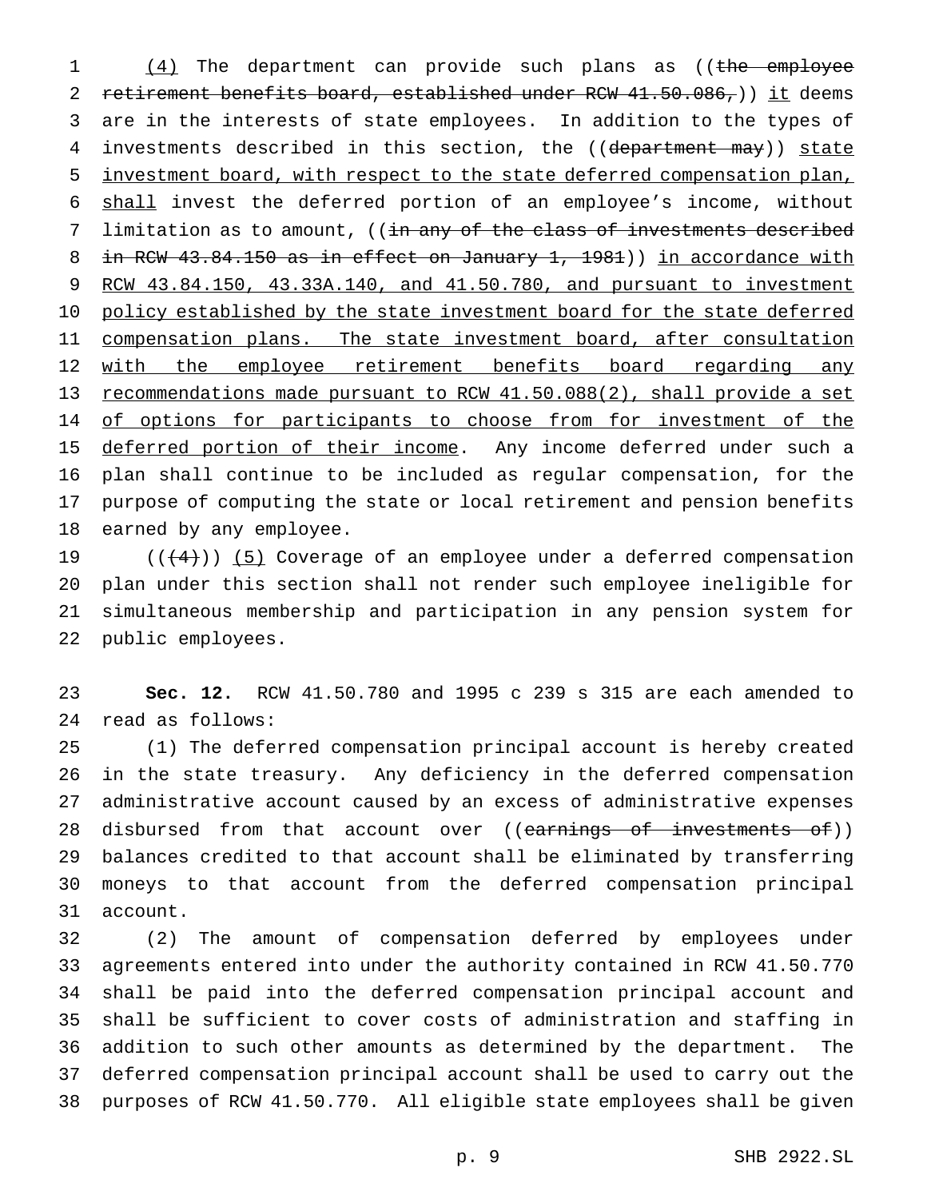(4) The department can provide such plans as ((~~the employee retirement benefits board, established under RCW 41.50.086,~~)) it deems are in the interests of state employees. In addition to the types of investments described in this section, the ((~~department may~~)) state investment board, with respect to the state deferred compensation plan, shall invest the deferred portion of an employee's income, without limitation as to amount, ((~~in any of the class of investments described in RCW 43.84.150 as in effect on January 1, 1981~~)) in accordance with RCW 43.84.150, 43.33A.140, and 41.50.780, and pursuant to investment policy established by the state investment board for the state deferred compensation plans. The state investment board, after consultation with the employee retirement benefits board regarding any recommendations made pursuant to RCW 41.50.088(2), shall provide a set of options for participants to choose from for investment of the deferred portion of their income. Any income deferred under such a plan shall continue to be included as regular compensation, for the purpose of computing the state or local retirement and pension benefits earned by any employee.

((~~(4)~~)) (5) Coverage of an employee under a deferred compensation plan under this section shall not render such employee ineligible for simultaneous membership and participation in any pension system for public employees.

**Sec. 12.** RCW 41.50.780 and 1995 c 239 s 315 are each amended to read as follows:

(1) The deferred compensation principal account is hereby created in the state treasury. Any deficiency in the deferred compensation administrative account caused by an excess of administrative expenses disbursed from that account over ((~~earnings of investments of~~)) balances credited to that account shall be eliminated by transferring moneys to that account from the deferred compensation principal account.

(2) The amount of compensation deferred by employees under agreements entered into under the authority contained in RCW 41.50.770 shall be paid into the deferred compensation principal account and shall be sufficient to cover costs of administration and staffing in addition to such other amounts as determined by the department. The deferred compensation principal account shall be used to carry out the purposes of RCW 41.50.770. All eligible state employees shall be given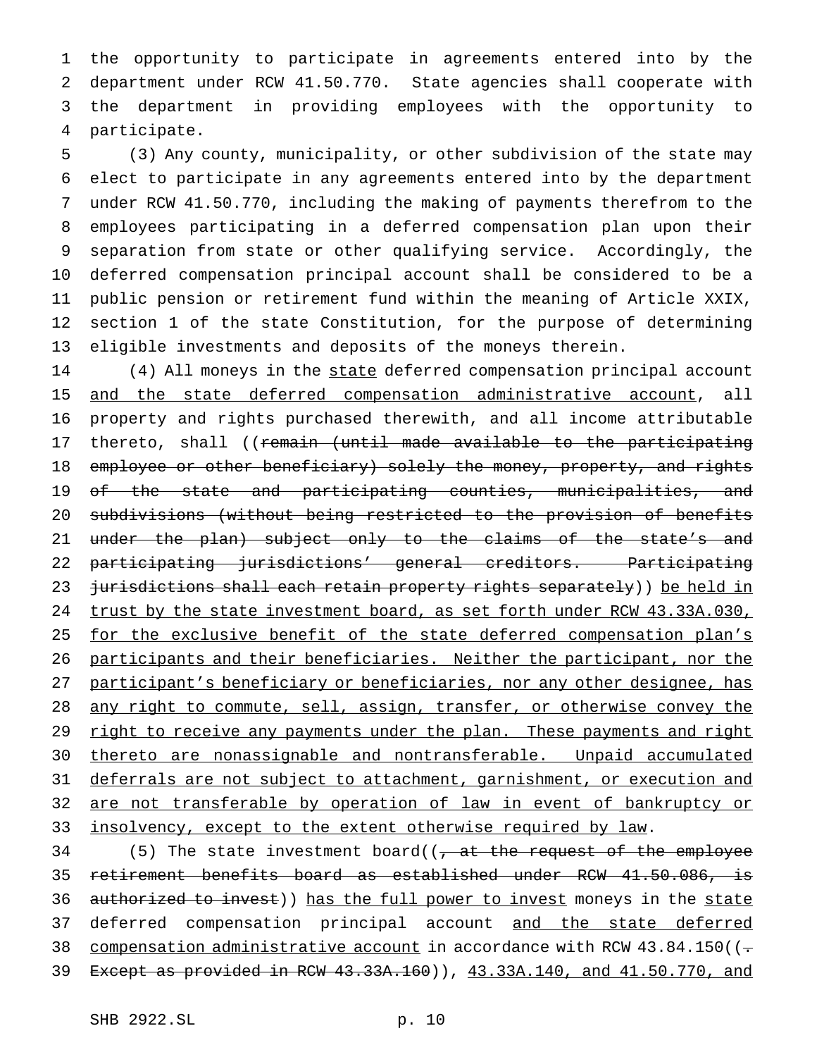the opportunity to participate in agreements entered into by the department under RCW 41.50.770. State agencies shall cooperate with the department in providing employees with the opportunity to participate.

(3) Any county, municipality, or other subdivision of the state may elect to participate in any agreements entered into by the department under RCW 41.50.770, including the making of payments therefrom to the employees participating in a deferred compensation plan upon their separation from state or other qualifying service. Accordingly, the deferred compensation principal account shall be considered to be a public pension or retirement fund within the meaning of Article XXIX, section 1 of the state Constitution, for the purpose of determining eligible investments and deposits of the moneys therein.

(4) All moneys in the state deferred compensation principal account and the state deferred compensation administrative account, all property and rights purchased therewith, and all income attributable thereto, shall ((remain (until made available to the participating employee or other beneficiary) solely the money, property, and rights of the state and participating counties, municipalities, and subdivisions (without being restricted to the provision of benefits under the plan) subject only to the claims of the state's and participating jurisdictions' general creditors. Participating jurisdictions shall each retain property rights separately)) be held in trust by the state investment board, as set forth under RCW 43.33A.030, for the exclusive benefit of the state deferred compensation plan's participants and their beneficiaries. Neither the participant, nor the participant's beneficiary or beneficiaries, nor any other designee, has any right to commute, sell, assign, transfer, or otherwise convey the right to receive any payments under the plan. These payments and right thereto are nonassignable and nontransferable. Unpaid accumulated deferrals are not subject to attachment, garnishment, or execution and are not transferable by operation of law in event of bankruptcy or insolvency, except to the extent otherwise required by law.

(5) The state investment board((, at the request of the employee retirement benefits board as established under RCW 41.50.086, is authorized to invest)) has the full power to invest moneys in the state deferred compensation principal account and the state deferred compensation administrative account in accordance with RCW 43.84.150((. Except as provided in RCW 43.33A.160)), 43.33A.140, and 41.50.770, and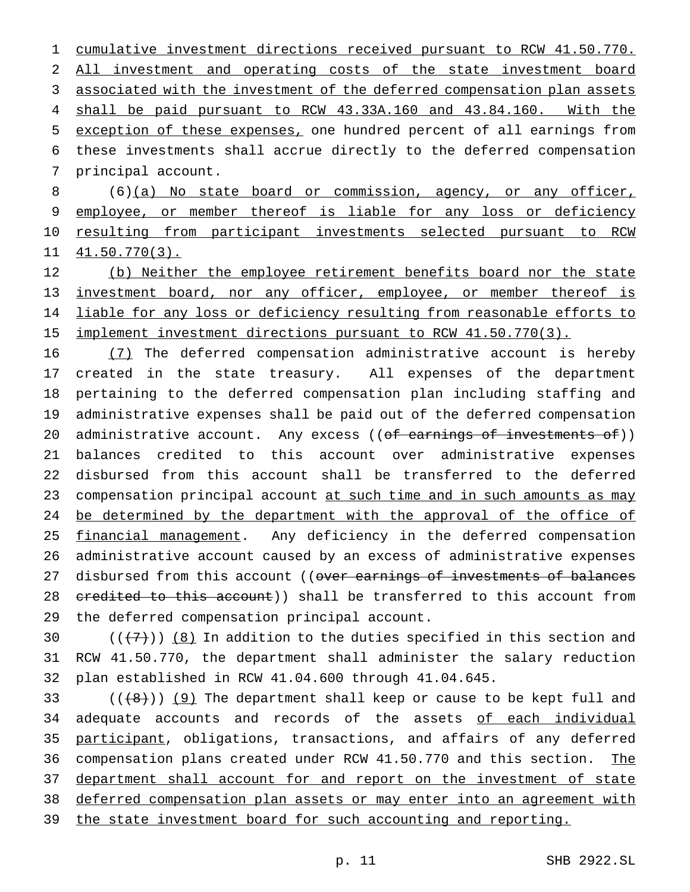cumulative investment directions received pursuant to RCW 41.50.770. All investment and operating costs of the state investment board associated with the investment of the deferred compensation plan assets shall be paid pursuant to RCW 43.33A.160 and 43.84.160. With the exception of these expenses, one hundred percent of all earnings from these investments shall accrue directly to the deferred compensation principal account.

(6)(a) No state board or commission, agency, or any officer, employee, or member thereof is liable for any loss or deficiency resulting from participant investments selected pursuant to RCW 41.50.770(3).

(b) Neither the employee retirement benefits board nor the state investment board, nor any officer, employee, or member thereof is liable for any loss or deficiency resulting from reasonable efforts to implement investment directions pursuant to RCW 41.50.770(3).

(7) The deferred compensation administrative account is hereby created in the state treasury. All expenses of the department pertaining to the deferred compensation plan including staffing and administrative expenses shall be paid out of the deferred compensation administrative account. Any excess ((~~of earnings of investments of~~)) balances credited to this account over administrative expenses disbursed from this account shall be transferred to the deferred compensation principal account at such time and in such amounts as may be determined by the department with the approval of the office of financial management. Any deficiency in the deferred compensation administrative account caused by an excess of administrative expenses disbursed from this account ((~~over earnings of investments of balances credited to this account~~)) shall be transferred to this account from the deferred compensation principal account.

((~~(7)~~)) (8) In addition to the duties specified in this section and RCW 41.50.770, the department shall administer the salary reduction plan established in RCW 41.04.600 through 41.04.645.

((~~(8)~~)) (9) The department shall keep or cause to be kept full and adequate accounts and records of the assets of each individual participant, obligations, transactions, and affairs of any deferred compensation plans created under RCW 41.50.770 and this section. The department shall account for and report on the investment of state deferred compensation plan assets or may enter into an agreement with the state investment board for such accounting and reporting.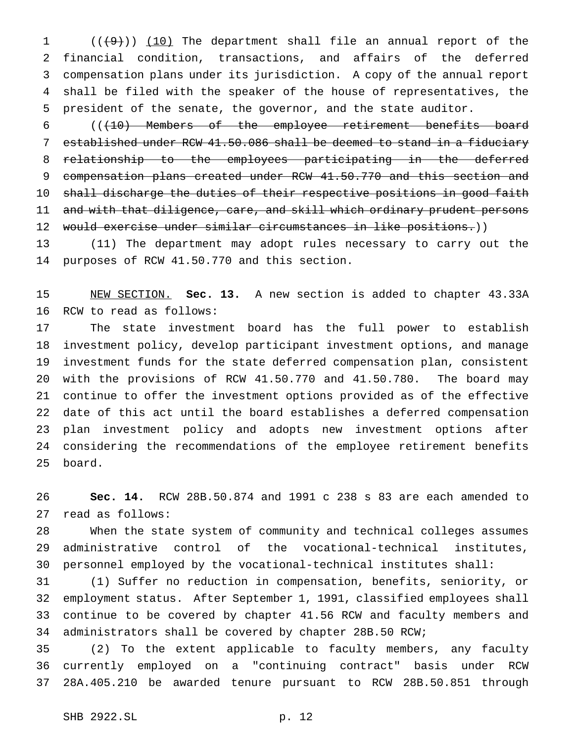(((9))) <u>(10)</u> The department shall file an annual report of the financial condition, transactions, and affairs of the deferred compensation plans under its jurisdiction. A copy of the annual report shall be filed with the speaker of the house of representatives, the president of the senate, the governor, and the state auditor.

((~~(10) Members of the employee retirement benefits board established under RCW 41.50.086 shall be deemed to stand in a fiduciary relationship to the employees participating in the deferred compensation plans created under RCW 41.50.770 and this section and shall discharge the duties of their respective positions in good faith and with that diligence, care, and skill which ordinary prudent persons would exercise under similar circumstances in like positions.~~))

(11) The department may adopt rules necessary to carry out the purposes of RCW 41.50.770 and this section.

<u>NEW SECTION.</u> **Sec. 13.** A new section is added to chapter 43.33A RCW to read as follows:

The state investment board has the full power to establish investment policy, develop participant investment options, and manage investment funds for the state deferred compensation plan, consistent with the provisions of RCW 41.50.770 and 41.50.780. The board may continue to offer the investment options provided as of the effective date of this act until the board establishes a deferred compensation plan investment policy and adopts new investment options after considering the recommendations of the employee retirement benefits board.

**Sec. 14.** RCW 28B.50.874 and 1991 c 238 s 83 are each amended to read as follows:

When the state system of community and technical colleges assumes administrative control of the vocational-technical institutes, personnel employed by the vocational-technical institutes shall:

(1) Suffer no reduction in compensation, benefits, seniority, or employment status. After September 1, 1991, classified employees shall continue to be covered by chapter 41.56 RCW and faculty members and administrators shall be covered by chapter 28B.50 RCW;

(2) To the extent applicable to faculty members, any faculty currently employed on a "continuing contract" basis under RCW 28A.405.210 be awarded tenure pursuant to RCW 28B.50.851 through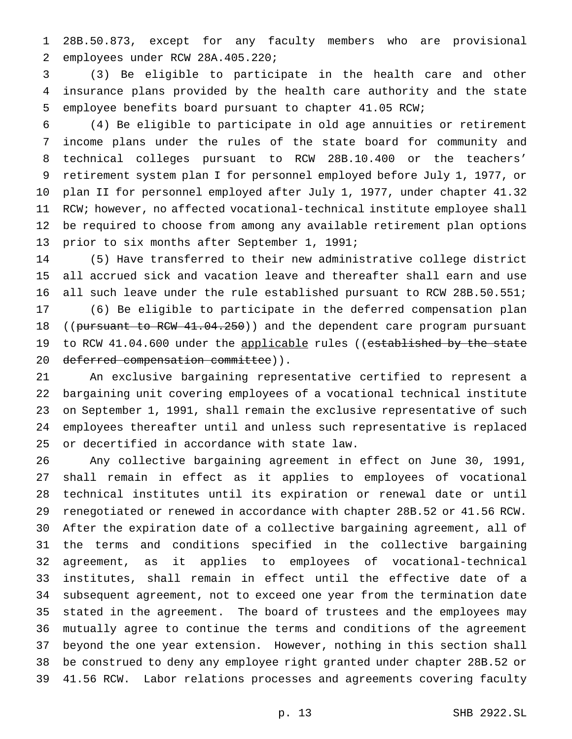28B.50.873, except for any faculty members who are provisional employees under RCW 28A.405.220;

(3) Be eligible to participate in the health care and other insurance plans provided by the health care authority and the state employee benefits board pursuant to chapter 41.05 RCW;

(4) Be eligible to participate in old age annuities or retirement income plans under the rules of the state board for community and technical colleges pursuant to RCW 28B.10.400 or the teachers' retirement system plan I for personnel employed before July 1, 1977, or plan II for personnel employed after July 1, 1977, under chapter 41.32 RCW; however, no affected vocational-technical institute employee shall be required to choose from among any available retirement plan options prior to six months after September 1, 1991;

(5) Have transferred to their new administrative college district all accrued sick and vacation leave and thereafter shall earn and use all such leave under the rule established pursuant to RCW 28B.50.551;

(6) Be eligible to participate in the deferred compensation plan ((~~pursuant to RCW 41.04.250~~)) and the dependent care program pursuant to RCW 41.04.600 under the <u>applicable</u> rules ((~~established by the state deferred compensation committee~~)).

An exclusive bargaining representative certified to represent a bargaining unit covering employees of a vocational technical institute on September 1, 1991, shall remain the exclusive representative of such employees thereafter until and unless such representative is replaced or decertified in accordance with state law.

Any collective bargaining agreement in effect on June 30, 1991, shall remain in effect as it applies to employees of vocational technical institutes until its expiration or renewal date or until renegotiated or renewed in accordance with chapter 28B.52 or 41.56 RCW. After the expiration date of a collective bargaining agreement, all of the terms and conditions specified in the collective bargaining agreement, as it applies to employees of vocational-technical institutes, shall remain in effect until the effective date of a subsequent agreement, not to exceed one year from the termination date stated in the agreement. The board of trustees and the employees may mutually agree to continue the terms and conditions of the agreement beyond the one year extension. However, nothing in this section shall be construed to deny any employee right granted under chapter 28B.52 or 41.56 RCW. Labor relations processes and agreements covering faculty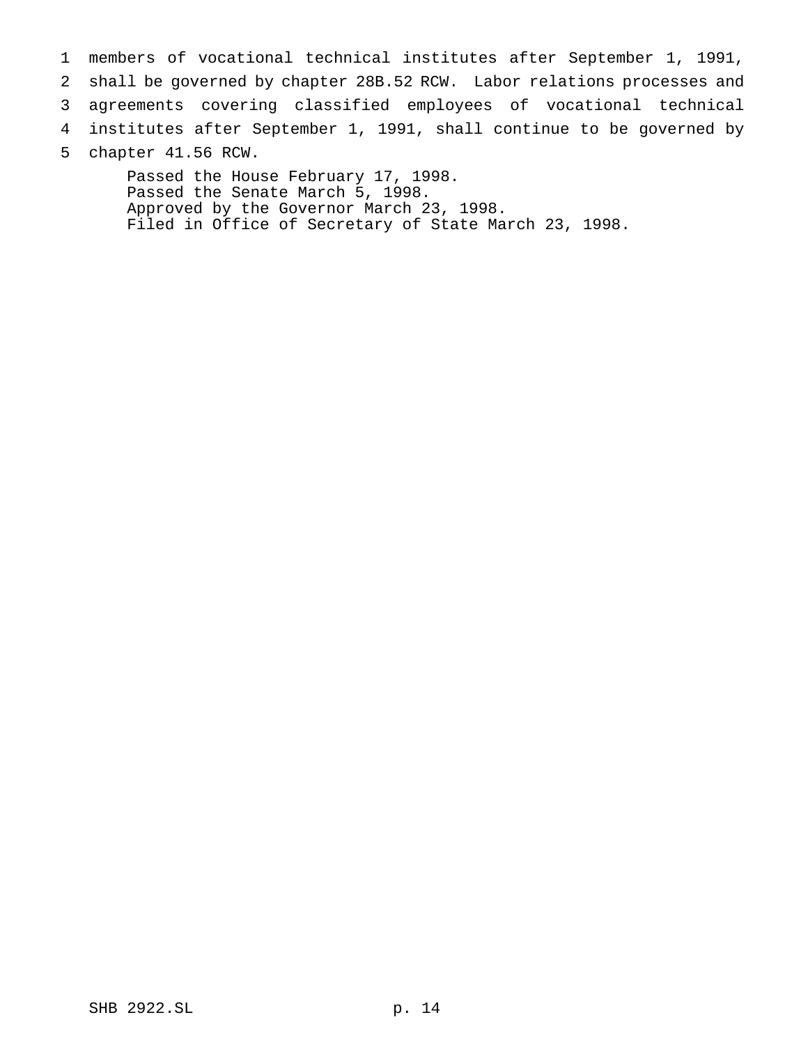members of vocational technical institutes after September 1, 1991, shall be governed by chapter 28B.52 RCW. Labor relations processes and agreements covering classified employees of vocational technical institutes after September 1, 1991, shall continue to be governed by chapter 41.56 RCW.

Passed the House February 17, 1998.
Passed the Senate March 5, 1998.
Approved by the Governor March 23, 1998.
Filed in Office of Secretary of State March 23, 1998.